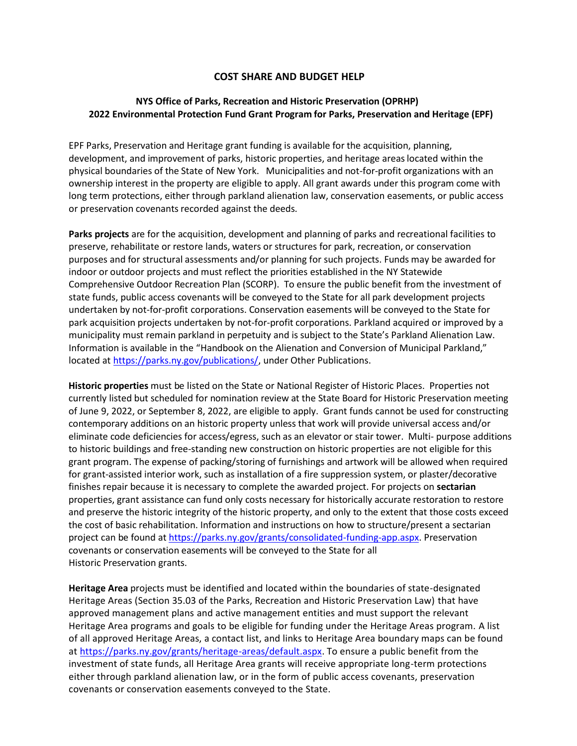# COST SHARE AND BUDGET HELP

## NYS Office of Parks, Recreation and Historic Preservation (OPRHP)
## 2022 Environmental Protection Fund Grant Program for Parks, Preservation and Heritage (EPF)

EPF Parks, Preservation and Heritage grant funding is available for the acquisition, planning, development, and improvement of parks, historic properties, and heritage areas located within the physical boundaries of the State of New York. Municipalities and not-for-profit organizations with an ownership interest in the property are eligible to apply. All grant awards under this program come with long term protections, either through parkland alienation law, conservation easements, or public access or preservation covenants recorded against the deeds.

**Parks projects** are for the acquisition, development and planning of parks and recreational facilities to preserve, rehabilitate or restore lands, waters or structures for park, recreation, or conservation purposes and for structural assessments and/or planning for such projects. Funds may be awarded for indoor or outdoor projects and must reflect the priorities established in the NY Statewide Comprehensive Outdoor Recreation Plan (SCORP). To ensure the public benefit from the investment of state funds, public access covenants will be conveyed to the State for all park development projects undertaken by not-for-profit corporations. Conservation easements will be conveyed to the State for park acquisition projects undertaken by not-for-profit corporations. Parkland acquired or improved by a municipality must remain parkland in perpetuity and is subject to the State's Parkland Alienation Law. Information is available in the "Handbook on the Alienation and Conversion of Municipal Parkland," located at https://parks.ny.gov/publications/, under Other Publications.

**Historic properties** must be listed on the State or National Register of Historic Places. Properties not currently listed but scheduled for nomination review at the State Board for Historic Preservation meeting of June 9, 2022, or September 8, 2022, are eligible to apply. Grant funds cannot be used for constructing contemporary additions on an historic property unless that work will provide universal access and/or eliminate code deficiencies for access/egress, such as an elevator or stair tower. Multi- purpose additions to historic buildings and free-standing new construction on historic properties are not eligible for this grant program. The expense of packing/storing of furnishings and artwork will be allowed when required for grant-assisted interior work, such as installation of a fire suppression system, or plaster/decorative finishes repair because it is necessary to complete the awarded project. For projects on **sectarian** properties, grant assistance can fund only costs necessary for historically accurate restoration to restore and preserve the historic integrity of the historic property, and only to the extent that those costs exceed the cost of basic rehabilitation. Information and instructions on how to structure/present a sectarian project can be found at https://parks.ny.gov/grants/consolidated-funding-app.aspx. Preservation covenants or conservation easements will be conveyed to the State for all Historic Preservation grants.

**Heritage Area** projects must be identified and located within the boundaries of state-designated Heritage Areas (Section 35.03 of the Parks, Recreation and Historic Preservation Law) that have approved management plans and active management entities and must support the relevant Heritage Area programs and goals to be eligible for funding under the Heritage Areas program. A list of all approved Heritage Areas, a contact list, and links to Heritage Area boundary maps can be found at https://parks.ny.gov/grants/heritage-areas/default.aspx. To ensure a public benefit from the investment of state funds, all Heritage Area grants will receive appropriate long-term protections either through parkland alienation law, or in the form of public access covenants, preservation covenants or conservation easements conveyed to the State.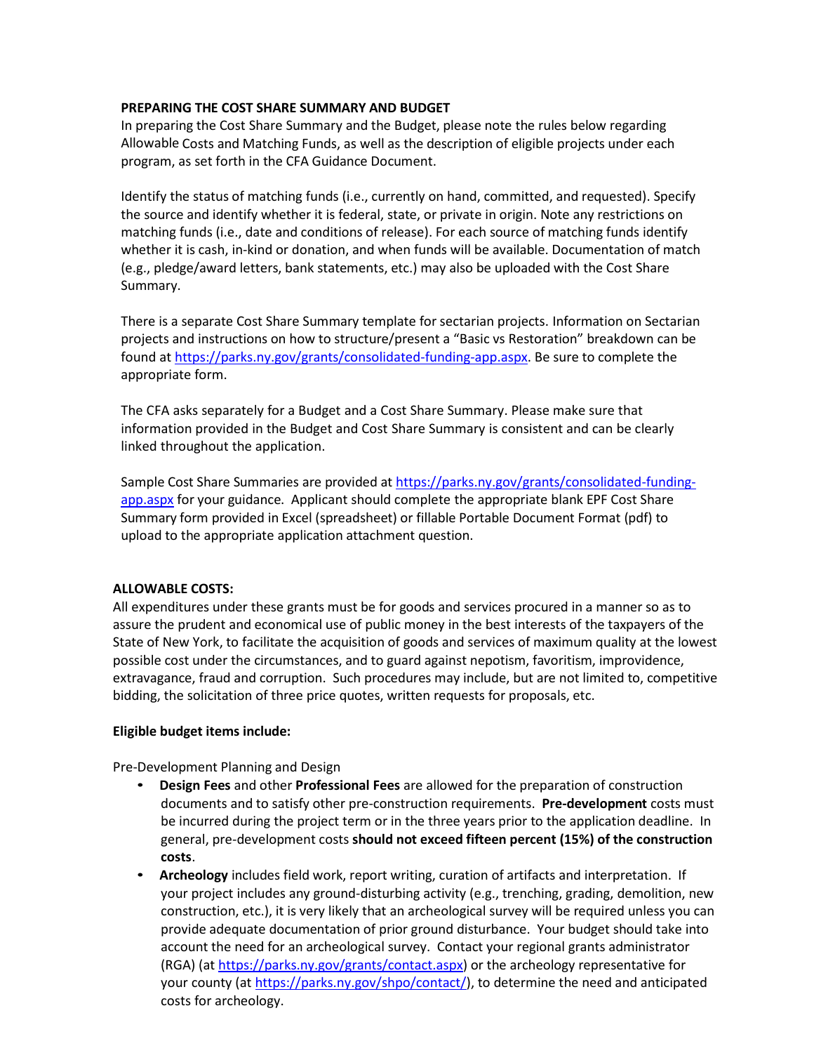**PREPARING THE COST SHARE SUMMARY AND BUDGET**

In preparing the Cost Share Summary and the Budget, please note the rules below regarding Allowable Costs and Matching Funds, as well as the description of eligible projects under each program, as set forth in the CFA Guidance Document.

Identify the status of matching funds (i.e., currently on hand, committed, and requested). Specify the source and identify whether it is federal, state, or private in origin. Note any restrictions on matching funds (i.e., date and conditions of release). For each source of matching funds identify whether it is cash, in-kind or donation, and when funds will be available. Documentation of match (e.g., pledge/award letters, bank statements, etc.) may also be uploaded with the Cost Share Summary.

There is a separate Cost Share Summary template for sectarian projects. Information on Sectarian projects and instructions on how to structure/present a "Basic vs Restoration" breakdown can be found at https://parks.ny.gov/grants/consolidated-funding-app.aspx. Be sure to complete the appropriate form.

The CFA asks separately for a Budget and a Cost Share Summary. Please make sure that information provided in the Budget and Cost Share Summary is consistent and can be clearly linked throughout the application.

Sample Cost Share Summaries are provided at https://parks.ny.gov/grants/consolidated-funding-app.aspx for your guidance. Applicant should complete the appropriate blank EPF Cost Share Summary form provided in Excel (spreadsheet) or fillable Portable Document Format (pdf) to upload to the appropriate application attachment question.

**ALLOWABLE COSTS:**

All expenditures under these grants must be for goods and services procured in a manner so as to assure the prudent and economical use of public money in the best interests of the taxpayers of the State of New York, to facilitate the acquisition of goods and services of maximum quality at the lowest possible cost under the circumstances, and to guard against nepotism, favoritism, improvidence, extravagance, fraud and corruption. Such procedures may include, but are not limited to, competitive bidding, the solicitation of three price quotes, written requests for proposals, etc.

**Eligible budget items include:**

Pre-Development Planning and Design

- **Design Fees** and other **Professional Fees** are allowed for the preparation of construction documents and to satisfy other pre-construction requirements. **Pre-development** costs must be incurred during the project term or in the three years prior to the application deadline. In general, pre-development costs **should not exceed fifteen percent (15%) of the construction costs**.
- **Archeology** includes field work, report writing, curation of artifacts and interpretation. If your project includes any ground-disturbing activity (e.g., trenching, grading, demolition, new construction, etc.), it is very likely that an archeological survey will be required unless you can provide adequate documentation of prior ground disturbance. Your budget should take into account the need for an archeological survey. Contact your regional grants administrator (RGA) (at https://parks.ny.gov/grants/contact.aspx) or the archeology representative for your county (at https://parks.ny.gov/shpo/contact/), to determine the need and anticipated costs for archeology.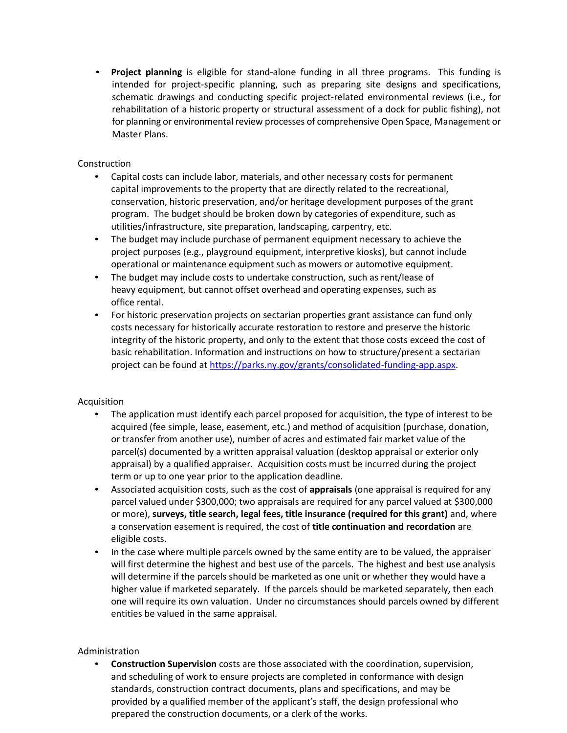- **Project planning** is eligible for stand-alone funding in all three programs. This funding is intended for project-specific planning, such as preparing site designs and specifications, schematic drawings and conducting specific project-related environmental reviews (i.e., for rehabilitation of a historic property or structural assessment of a dock for public fishing), not for planning or environmental review processes of comprehensive Open Space, Management or Master Plans.

Construction

- Capital costs can include labor, materials, and other necessary costs for permanent capital improvements to the property that are directly related to the recreational, conservation, historic preservation, and/or heritage development purposes of the grant program. The budget should be broken down by categories of expenditure, such as utilities/infrastructure, site preparation, landscaping, carpentry, etc.
- The budget may include purchase of permanent equipment necessary to achieve the project purposes (e.g., playground equipment, interpretive kiosks), but cannot include operational or maintenance equipment such as mowers or automotive equipment.
- The budget may include costs to undertake construction, such as rent/lease of heavy equipment, but cannot offset overhead and operating expenses, such as office rental.
- For historic preservation projects on sectarian properties grant assistance can fund only costs necessary for historically accurate restoration to restore and preserve the historic integrity of the historic property, and only to the extent that those costs exceed the cost of basic rehabilitation. Information and instructions on how to structure/present a sectarian project can be found at [https://parks.ny.gov/grants/consolidated-funding-app.aspx](https://parks.ny.gov/grants/consolidated-funding-app.aspx).

Acquisition

- The application must identify each parcel proposed for acquisition, the type of interest to be acquired (fee simple, lease, easement, etc.) and method of acquisition (purchase, donation, or transfer from another use), number of acres and estimated fair market value of the parcel(s) documented by a written appraisal valuation (desktop appraisal or exterior only appraisal) by a qualified appraiser. Acquisition costs must be incurred during the project term or up to one year prior to the application deadline.
- Associated acquisition costs, such as the cost of **appraisals** (one appraisal is required for any parcel valued under $300,000; two appraisals are required for any parcel valued at $300,000 or more), **surveys, title search, legal fees, title insurance (required for this grant)** and, where a conservation easement is required, the cost of **title continuation and recordation** are eligible costs.
- In the case where multiple parcels owned by the same entity are to be valued, the appraiser will first determine the highest and best use of the parcels. The highest and best use analysis will determine if the parcels should be marketed as one unit or whether they would have a higher value if marketed separately. If the parcels should be marketed separately, then each one will require its own valuation. Under no circumstances should parcels owned by different entities be valued in the same appraisal.

Administration

- **Construction Supervision** costs are those associated with the coordination, supervision, and scheduling of work to ensure projects are completed in conformance with design standards, construction contract documents, plans and specifications, and may be provided by a qualified member of the applicant's staff, the design professional who prepared the construction documents, or a clerk of the works.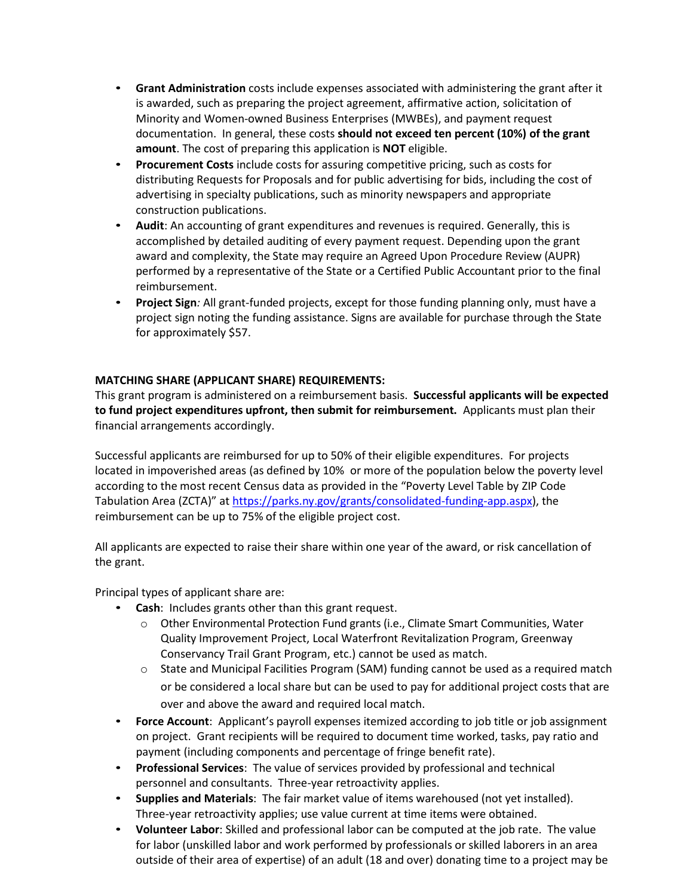- **Grant Administration** costs include expenses associated with administering the grant after it is awarded, such as preparing the project agreement, affirmative action, solicitation of Minority and Women-owned Business Enterprises (MWBEs), and payment request documentation. In general, these costs **should not exceed ten percent (10%) of the grant amount**. The cost of preparing this application is **NOT** eligible.
- **Procurement Costs** include costs for assuring competitive pricing, such as costs for distributing Requests for Proposals and for public advertising for bids, including the cost of advertising in specialty publications, such as minority newspapers and appropriate construction publications.
- **Audit**: An accounting of grant expenditures and revenues is required. Generally, this is accomplished by detailed auditing of every payment request. Depending upon the grant award and complexity, the State may require an Agreed Upon Procedure Review (AUPR) performed by a representative of the State or a Certified Public Accountant prior to the final reimbursement.
- **Project Sign***:* All grant-funded projects, except for those funding planning only, must have a project sign noting the funding assistance. Signs are available for purchase through the State for approximately $57.

**MATCHING SHARE (APPLICANT SHARE) REQUIREMENTS:**

This grant program is administered on a reimbursement basis. **Successful applicants will be expected to fund project expenditures upfront, then submit for reimbursement.** Applicants must plan their financial arrangements accordingly.

Successful applicants are reimbursed for up to 50% of their eligible expenditures. For projects located in impoverished areas (as defined by 10% or more of the population below the poverty level according to the most recent Census data as provided in the "Poverty Level Table by ZIP Code Tabulation Area (ZCTA)" at https://parks.ny.gov/grants/consolidated-funding-app.aspx), the reimbursement can be up to 75% of the eligible project cost.

All applicants are expected to raise their share within one year of the award, or risk cancellation of the grant.

Principal types of applicant share are:

- **Cash**: Includes grants other than this grant request.
  - Other Environmental Protection Fund grants (i.e., Climate Smart Communities, Water Quality Improvement Project, Local Waterfront Revitalization Program, Greenway Conservancy Trail Grant Program, etc.) cannot be used as match.
  - State and Municipal Facilities Program (SAM) funding cannot be used as a required match or be considered a local share but can be used to pay for additional project costs that are over and above the award and required local match.
- **Force Account**: Applicant's payroll expenses itemized according to job title or job assignment on project. Grant recipients will be required to document time worked, tasks, pay ratio and payment (including components and percentage of fringe benefit rate).
- **Professional Services**: The value of services provided by professional and technical personnel and consultants. Three-year retroactivity applies.
- **Supplies and Materials**: The fair market value of items warehoused (not yet installed). Three-year retroactivity applies; use value current at time items were obtained.
- **Volunteer Labor**: Skilled and professional labor can be computed at the job rate. The value for labor (unskilled labor and work performed by professionals or skilled laborers in an area outside of their area of expertise) of an adult (18 and over) donating time to a project may be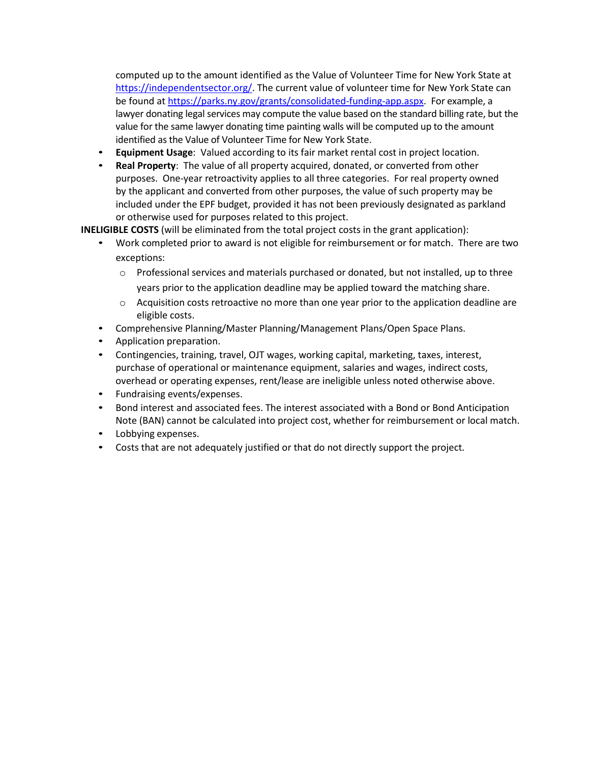computed up to the amount identified as the Value of Volunteer Time for New York State at https://independentsector.org/. The current value of volunteer time for New York State can be found at https://parks.ny.gov/grants/consolidated-funding-app.aspx. For example, a lawyer donating legal services may compute the value based on the standard billing rate, but the value for the same lawyer donating time painting walls will be computed up to the amount identified as the Value of Volunteer Time for New York State.

- **Equipment Usage**: Valued according to its fair market rental cost in project location.
- **Real Property**: The value of all property acquired, donated, or converted from other purposes. One-year retroactivity applies to all three categories. For real property owned by the applicant and converted from other purposes, the value of such property may be included under the EPF budget, provided it has not been previously designated as parkland or otherwise used for purposes related to this project.

**INELIGIBLE COSTS** (will be eliminated from the total project costs in the grant application):

- Work completed prior to award is not eligible for reimbursement or for match. There are two exceptions:
  - Professional services and materials purchased or donated, but not installed, up to three years prior to the application deadline may be applied toward the matching share.
  - Acquisition costs retroactive no more than one year prior to the application deadline are eligible costs.
- Comprehensive Planning/Master Planning/Management Plans/Open Space Plans.
- Application preparation.
- Contingencies, training, travel, OJT wages, working capital, marketing, taxes, interest, purchase of operational or maintenance equipment, salaries and wages, indirect costs, overhead or operating expenses, rent/lease are ineligible unless noted otherwise above.
- Fundraising events/expenses.
- Bond interest and associated fees. The interest associated with a Bond or Bond Anticipation Note (BAN) cannot be calculated into project cost, whether for reimbursement or local match.
- Lobbying expenses.
- Costs that are not adequately justified or that do not directly support the project.